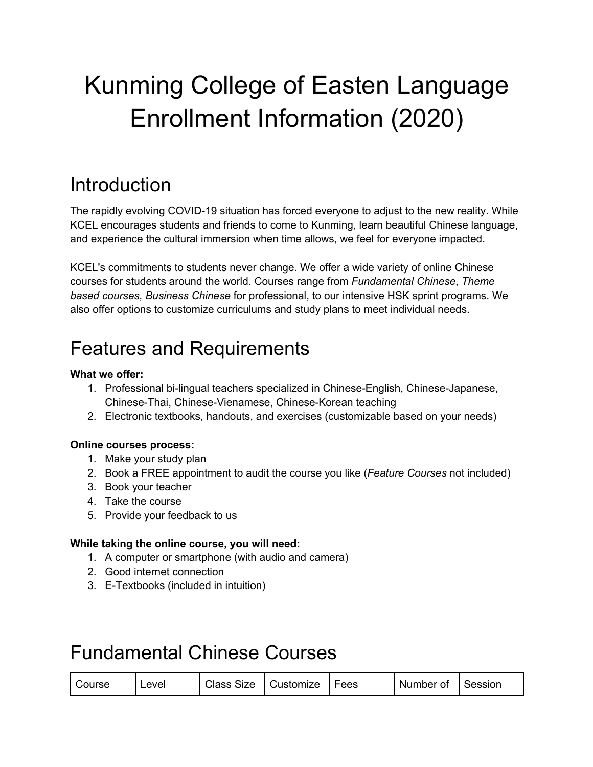# Kunming College of Easten Language Enrollment Information (2020)

## Introduction

The rapidly evolving COVID-19 situation has forced everyone to adjust to the new reality. While KCEL encourages students and friends to come to Kunming, learn beautiful Chinese language, and experience the cultural immersion when time allows, we feel for everyone impacted.

KCEL's commitments to students never change. We offer a wide variety of online Chinese courses for students around the world. Courses range from *Fundamental Chinese*, *Theme based courses, Business Chinese* for professional, to our intensive HSK sprint programs. We also offer options to customize curriculums and study plans to meet individual needs.

## Features and Requirements

**What we offer:**

1. Professional bi-lingual teachers specialized in Chinese-English, Chinese-Japanese, Chinese-Thai, Chinese-Vienamese, Chinese-Korean teaching
2. Electronic textbooks, handouts, and exercises (customizable based on your needs)

**Online courses process:**

1. Make your study plan
2. Book a FREE appointment to audit the course you like (*Feature Courses* not included)
3. Book your teacher
4. Take the course
5. Provide your feedback to us

**While taking the online course, you will need:**

1. A computer or smartphone (with audio and camera)
2. Good internet connection
3. E-Textbooks (included in intuition)

## Fundamental Chinese Courses

| Course | Level | Class Size | Customize | Fees | Number of | Session |
|---|---|---|---|---|---|---|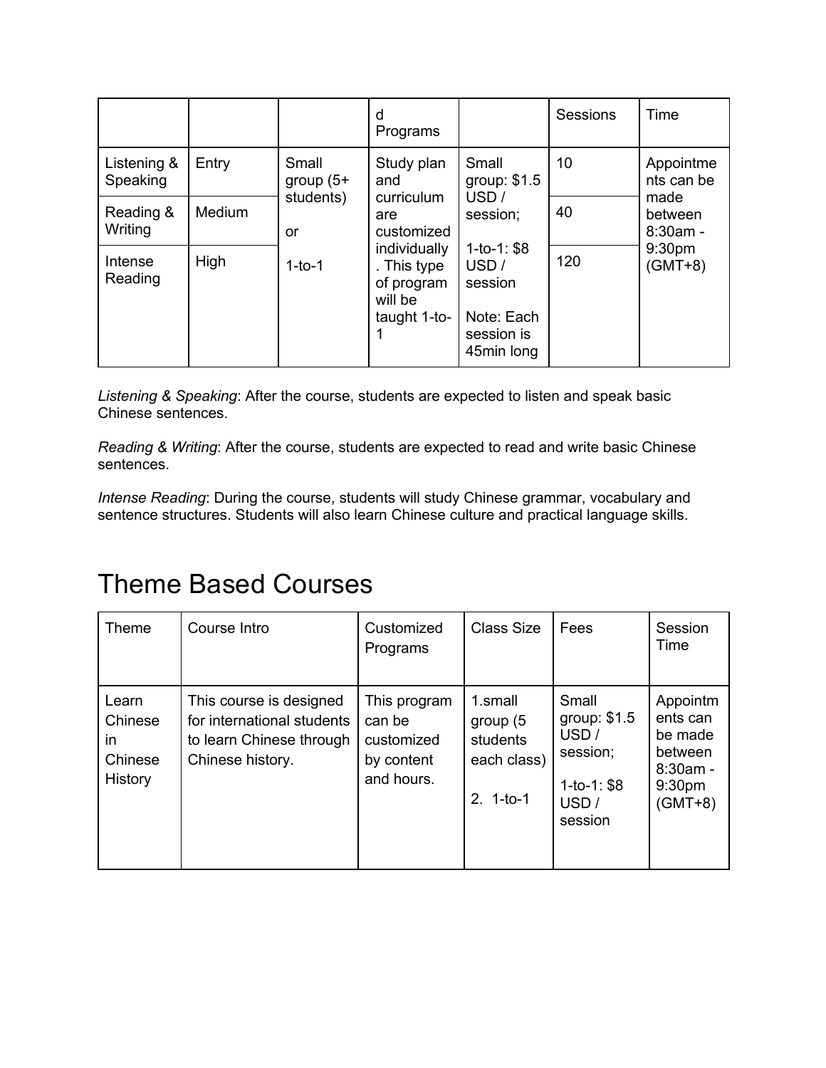| | | | d Programs | | Sessions | Time |
|---|---|---|---|---|---|---|
| Listening & Speaking | Entry | Small group (5+ students) or 1-to-1 | Study plan and curriculum are customized individually. This type of program will be taught 1-to-1 | Small group: $1.5 USD / session; 1-to-1: $8 USD / session Note: Each session is 45min long | 10 | Appointments can be made between 8:30am - 9:30pm (GMT+8) |
| Reading & Writing | Medium | | | | 40 | |
| Intense Reading | High | | | | 120 | |

*Listening & Speaking*: After the course, students are expected to listen and speak basic Chinese sentences.

*Reading & Writing*: After the course, students are expected to read and write basic Chinese sentences.

*Intense Reading*: During the course, students will study Chinese grammar, vocabulary and sentence structures. Students will also learn Chinese culture and practical language skills.

# Theme Based Courses

| Theme | Course Intro | Customized Programs | Class Size | Fees | Session Time |
|---|---|---|---|---|---|
| Learn Chinese in Chinese History | This course is designed for international students to learn Chinese through Chinese history. | This program can be customized by content and hours. | 1.small group (5 students each class) 2. 1-to-1 | Small group: $1.5 USD / session; 1-to-1: $8 USD / session | Appointments can be made between 8:30am - 9:30pm (GMT+8) |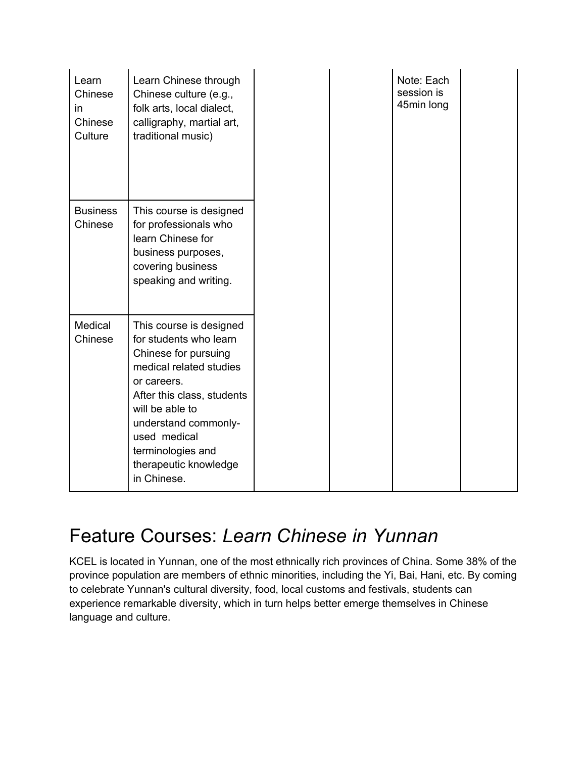| Learn Chinese in Chinese Culture | Learn Chinese through Chinese culture (e.g., folk arts, local dialect, calligraphy, martial art, traditional music) | | | Note: Each session is 45min long | |
|---|---|---|---|---|---|
| Business Chinese | This course is designed for professionals who learn Chinese for business purposes, covering business speaking and writing. | | | | |
| Medical Chinese | This course is designed for students who learn Chinese for pursuing medical related studies or careers. After this class, students will be able to understand commonly-used medical terminologies and therapeutic knowledge in Chinese. | | | | |

# Feature Courses: *Learn Chinese in Yunnan*

KCEL is located in Yunnan, one of the most ethnically rich provinces of China. Some 38% of the province population are members of ethnic minorities, including the Yi, Bai, Hani, etc. By coming to celebrate Yunnan's cultural diversity, food, local customs and festivals, students can experience remarkable diversity, which in turn helps better emerge themselves in Chinese language and culture.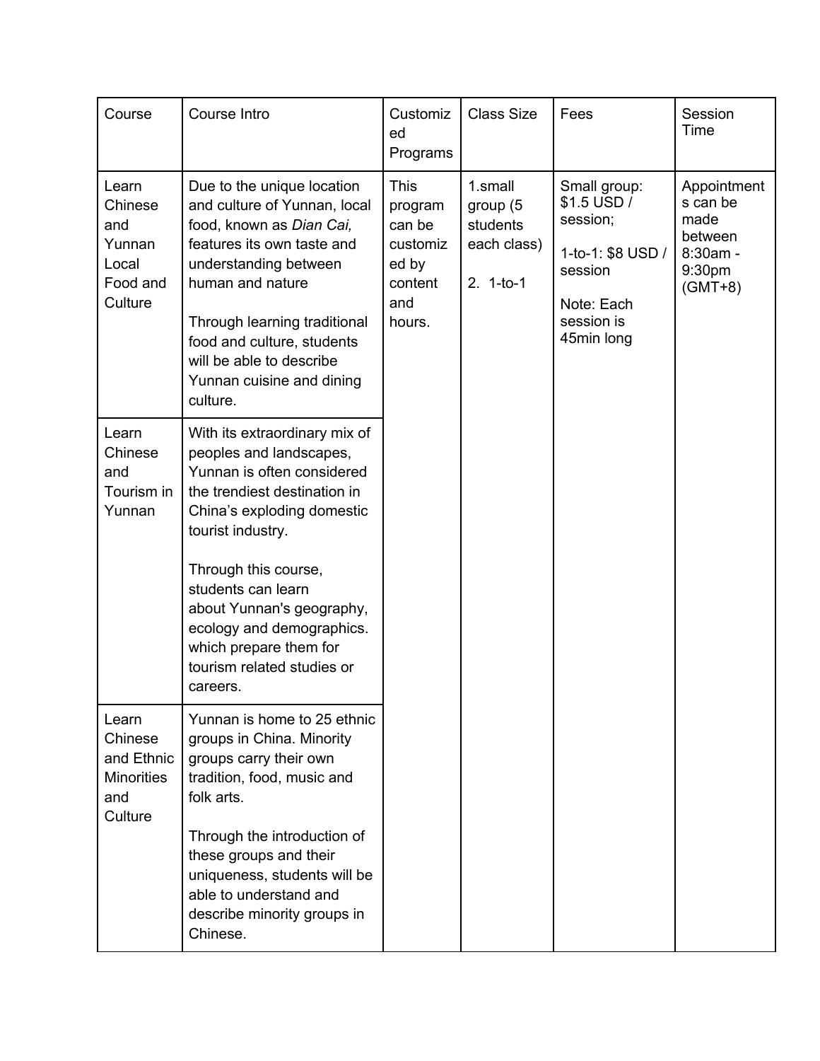| Course | Course Intro | Customized Programs | Class Size | Fees | Session Time |
| --- | --- | --- | --- | --- | --- |
| Learn Chinese and Yunnan Local Food and Culture | Due to the unique location and culture of Yunnan, local food, known as *Dian Cai,* features its own taste and understanding between human and nature<br><br>Through learning traditional food and culture, students will be able to describe Yunnan cuisine and dining culture. | This program can be customized by content and hours. | 1.small group (5 students each class)<br><br>2. 1-to-1 | Small group: $1.5 USD / session;<br><br>1-to-1: $8 USD / session<br><br>Note: Each session is 45min long | Appointments can be made between 8:30am - 9:30pm (GMT+8) |
| Learn Chinese and Tourism in Yunnan | With its extraordinary mix of peoples and landscapes, Yunnan is often considered the trendiest destination in China's exploding domestic tourist industry.<br><br>Through this course, students can learn about Yunnan's geography, ecology and demographics. which prepare them for tourism related studies or careers. | | | | |
| Learn Chinese and Ethnic Minorities and Culture | Yunnan is home to 25 ethnic groups in China. Minority groups carry their own tradition, food, music and folk arts.<br><br>Through the introduction of these groups and their uniqueness, students will be able to understand and describe minority groups in Chinese. | | | | |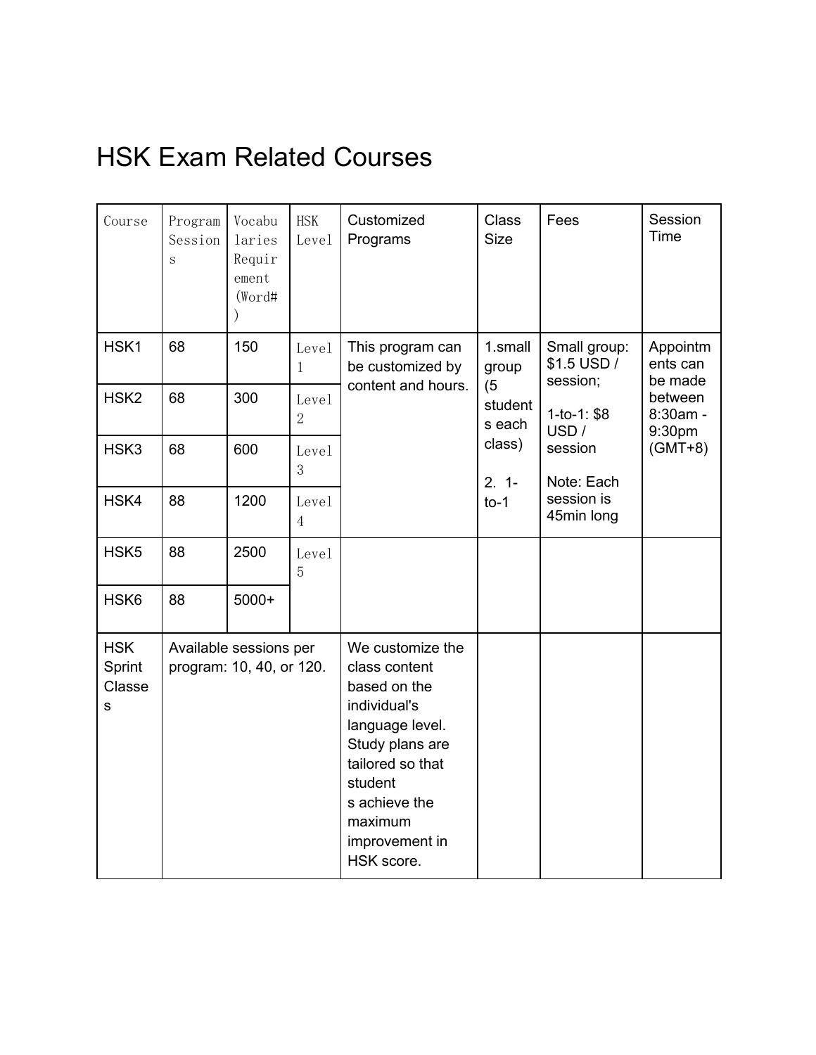# HSK Exam Related Courses

| Course | Program Sessions | Vocabularies Requirement (Word#) | HSK Level | Customized Programs | Class Size | Fees | Session Time |
|---|---|---|---|---|---|---|---|
| HSK1 | 68 | 150 | Level 1 | This program can be customized by content and hours. | 1.small group (5 students each class)<br><br>2. 1-to-1 | Small group: $1.5 USD / session;<br><br>1-to-1: $8 USD / session<br><br>Note: Each session is 45min long | Appointments can be made between 8:30am - 9:30pm (GMT+8) |
| HSK2 | 68 | 300 | Level 2 | | | | |
| HSK3 | 68 | 600 | Level 3 | | | | |
| HSK4 | 88 | 1200 | Level 4 | | | | |
| HSK5 | 88 | 2500 | Level 5 | | | | |
| HSK6 | 88 | 5000+ | | | | | |
| HSK Sprint Classes | Available sessions per program: 10, 40, or 120. | | | We customize the class content based on the individual's language level. Study plans are tailored so that students achieve the maximum improvement in HSK score. | | | |